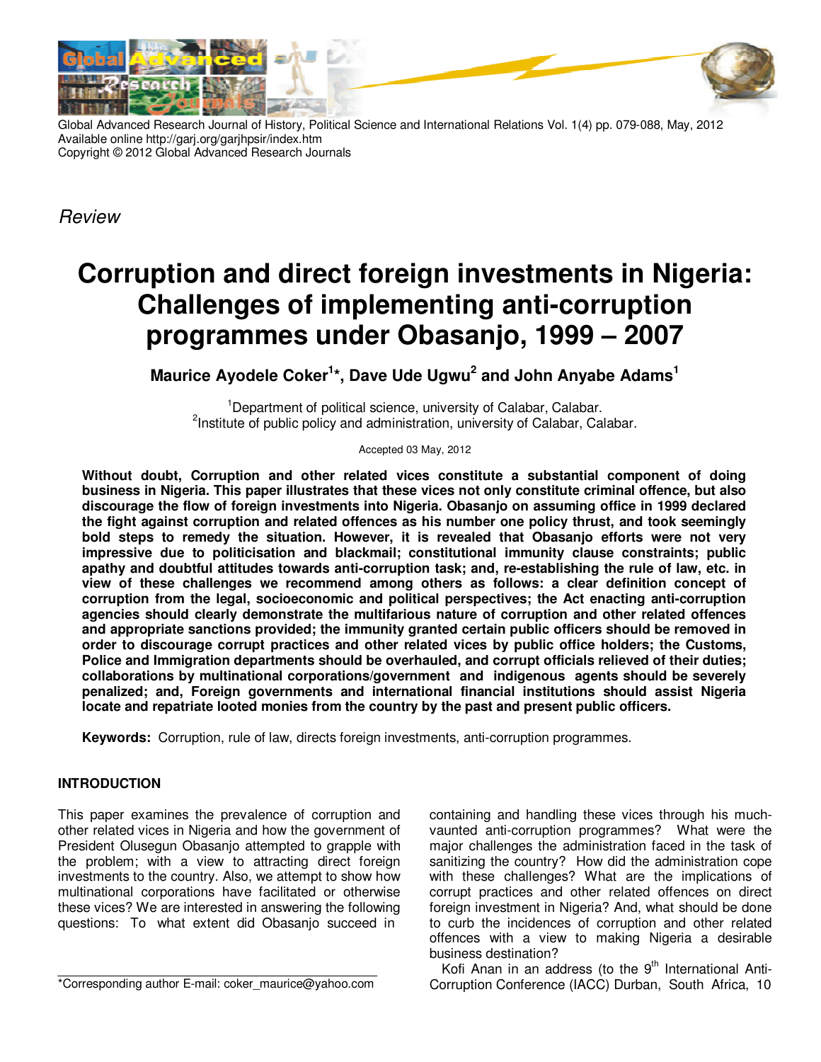Global Advanced Research Journal of History, Political Science and International Relations Vol. 1(4) pp. 079-088, May, 2012
Available online http://garj.org/garjhpsir/index.htm
Copyright © 2012 Global Advanced Research Journals

*Review*

# Corruption and direct foreign investments in Nigeria: Challenges of implementing anti-corruption programmes under Obasanjo, 1999 – 2007

**Maurice Ayodele Coker[1]*, Dave Ude Ugwu[2] and John Anyabe Adams[1]**

[1]Department of political science, university of Calabar, Calabar.
[2]Institute of public policy and administration, university of Calabar, Calabar.

Accepted 03 May, 2012

**Without doubt, Corruption and other related vices constitute a substantial component of doing business in Nigeria. This paper illustrates that these vices not only constitute criminal offence, but also discourage the flow of foreign investments into Nigeria. Obasanjo on assuming office in 1999 declared the fight against corruption and related offences as his number one policy thrust, and took seemingly bold steps to remedy the situation. However, it is revealed that Obasanjo efforts were not very impressive due to politicisation and blackmail; constitutional immunity clause constraints; public apathy and doubtful attitudes towards anti-corruption task; and, re-establishing the rule of law, etc. in view of these challenges we recommend among others as follows: a clear definition concept of corruption from the legal, socioeconomic and political perspectives; the Act enacting anti-corruption agencies should clearly demonstrate the multifarious nature of corruption and other related offences and appropriate sanctions provided; the immunity granted certain public officers should be removed in order to discourage corrupt practices and other related vices by public office holders; the Customs, Police and Immigration departments should be overhauled, and corrupt officials relieved of their duties; collaborations by multinational corporations/government and indigenous agents should be severely penalized; and, Foreign governments and international financial institutions should assist Nigeria locate and repatriate looted monies from the country by the past and present public officers.**

**Keywords:** Corruption, rule of law, directs foreign investments, anti-corruption programmes.

## INTRODUCTION

This paper examines the prevalence of corruption and other related vices in Nigeria and how the government of President Olusegun Obasanjo attempted to grapple with the problem; with a view to attracting direct foreign investments to the country. Also, we attempt to show how multinational corporations have facilitated or otherwise these vices? We are interested in answering the following questions: To what extent did Obasanjo succeed in containing and handling these vices through his much-vaunted anti-corruption programmes? What were the major challenges the administration faced in the task of sanitizing the country? How did the administration cope with these challenges? What are the implications of corrupt practices and other related offences on direct foreign investment in Nigeria? And, what should be done to curb the incidences of corruption and other related offences with a view to making Nigeria a desirable business destination?

Kofi Anan in an address (to the 9th International Anti-Corruption Conference (IACC) Durban, South Africa, 10

*Corresponding author E-mail: coker_maurice@yahoo.com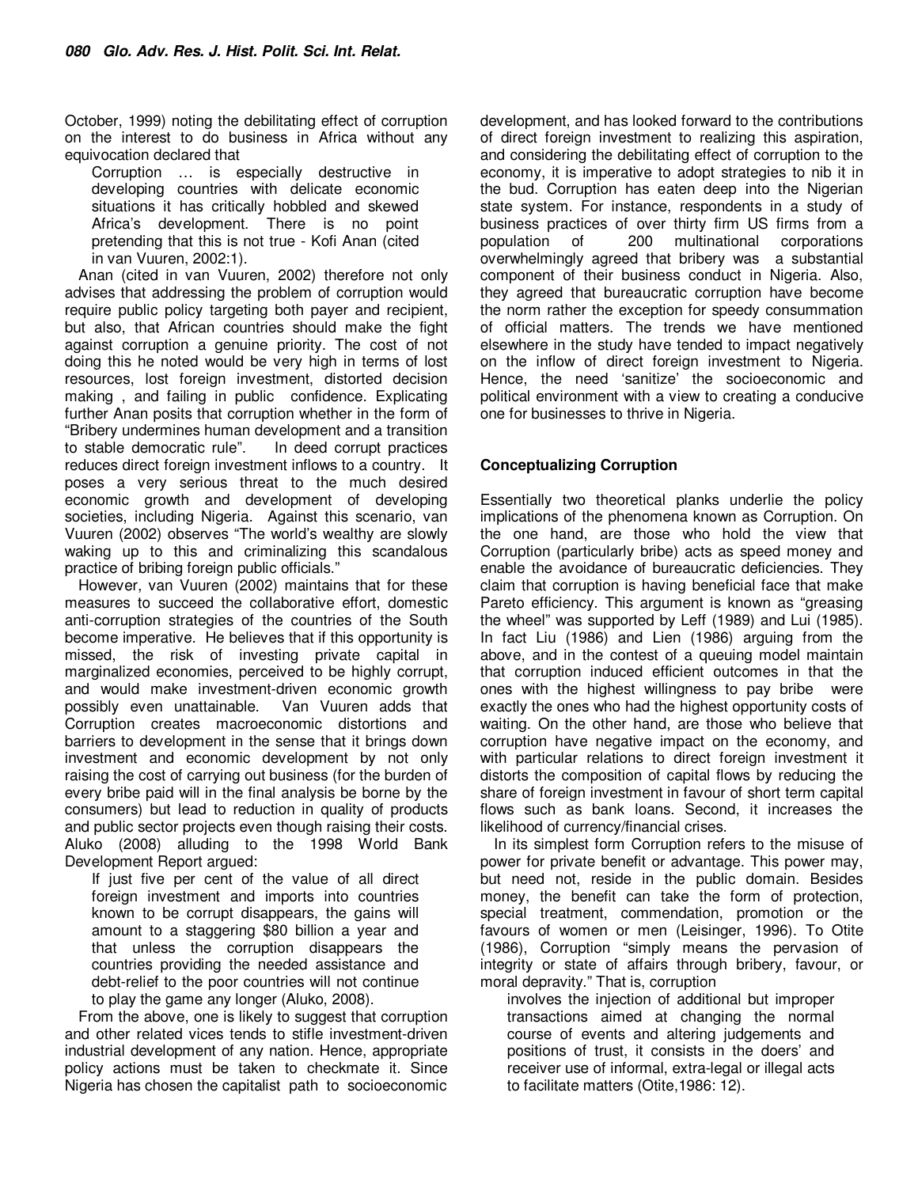October, 1999) noting the debilitating effect of corruption on the interest to do business in Africa without any equivocation declared that

> Corruption … is especially destructive in developing countries with delicate economic situations it has critically hobbled and skewed Africa's development. There is no point pretending that this is not true - Kofi Anan (cited in van Vuuren, 2002:1).

Anan (cited in van Vuuren, 2002) therefore not only advises that addressing the problem of corruption would require public policy targeting both payer and recipient, but also, that African countries should make the fight against corruption a genuine priority. The cost of not doing this he noted would be very high in terms of lost resources, lost foreign investment, distorted decision making , and failing in public confidence. Explicating further Anan posits that corruption whether in the form of "Bribery undermines human development and a transition to stable democratic rule". In deed corrupt practices reduces direct foreign investment inflows to a country. It poses a very serious threat to the much desired economic growth and development of developing societies, including Nigeria. Against this scenario, van Vuuren (2002) observes "The world's wealthy are slowly waking up to this and criminalizing this scandalous practice of bribing foreign public officials."

However, van Vuuren (2002) maintains that for these measures to succeed the collaborative effort, domestic anti-corruption strategies of the countries of the South become imperative. He believes that if this opportunity is missed, the risk of investing private capital in marginalized economies, perceived to be highly corrupt, and would make investment-driven economic growth possibly even unattainable. Van Vuuren adds that Corruption creates macroeconomic distortions and barriers to development in the sense that it brings down investment and economic development by not only raising the cost of carrying out business (for the burden of every bribe paid will in the final analysis be borne by the consumers) but lead to reduction in quality of products and public sector projects even though raising their costs. Aluko (2008) alluding to the 1998 World Bank Development Report argued:

> If just five per cent of the value of all direct foreign investment and imports into countries known to be corrupt disappears, the gains will amount to a staggering $80 billion a year and that unless the corruption disappears the countries providing the needed assistance and debt-relief to the poor countries will not continue to play the game any longer (Aluko, 2008).

From the above, one is likely to suggest that corruption and other related vices tends to stifle investment-driven industrial development of any nation. Hence, appropriate policy actions must be taken to checkmate it. Since Nigeria has chosen the capitalist path to socioeconomic development, and has looked forward to the contributions of direct foreign investment to realizing this aspiration, and considering the debilitating effect of corruption to the economy, it is imperative to adopt strategies to nib it in the bud. Corruption has eaten deep into the Nigerian state system. For instance, respondents in a study of business practices of over thirty firm US firms from a population of 200 multinational corporations overwhelmingly agreed that bribery was a substantial component of their business conduct in Nigeria. Also, they agreed that bureaucratic corruption have become the norm rather the exception for speedy consummation of official matters. The trends we have mentioned elsewhere in the study have tended to impact negatively on the inflow of direct foreign investment to Nigeria. Hence, the need 'sanitize' the socioeconomic and political environment with a view to creating a conducive one for businesses to thrive in Nigeria.

## Conceptualizing Corruption

Essentially two theoretical planks underlie the policy implications of the phenomena known as Corruption. On the one hand, are those who hold the view that Corruption (particularly bribe) acts as speed money and enable the avoidance of bureaucratic deficiencies. They claim that corruption is having beneficial face that make Pareto efficiency. This argument is known as "greasing the wheel" was supported by Leff (1989) and Lui (1985). In fact Liu (1986) and Lien (1986) arguing from the above, and in the contest of a queuing model maintain that corruption induced efficient outcomes in that the ones with the highest willingness to pay bribe were exactly the ones who had the highest opportunity costs of waiting. On the other hand, are those who believe that corruption have negative impact on the economy, and with particular relations to direct foreign investment it distorts the composition of capital flows by reducing the share of foreign investment in favour of short term capital flows such as bank loans. Second, it increases the likelihood of currency/financial crises.

In its simplest form Corruption refers to the misuse of power for private benefit or advantage. This power may, but need not, reside in the public domain. Besides money, the benefit can take the form of protection, special treatment, commendation, promotion or the favours of women or men (Leisinger, 1996). To Otite (1986), Corruption "simply means the pervasion of integrity or state of affairs through bribery, favour, or moral depravity." That is, corruption

> involves the injection of additional but improper transactions aimed at changing the normal course of events and altering judgements and positions of trust, it consists in the doers' and receiver use of informal, extra-legal or illegal acts to facilitate matters (Otite,1986: 12).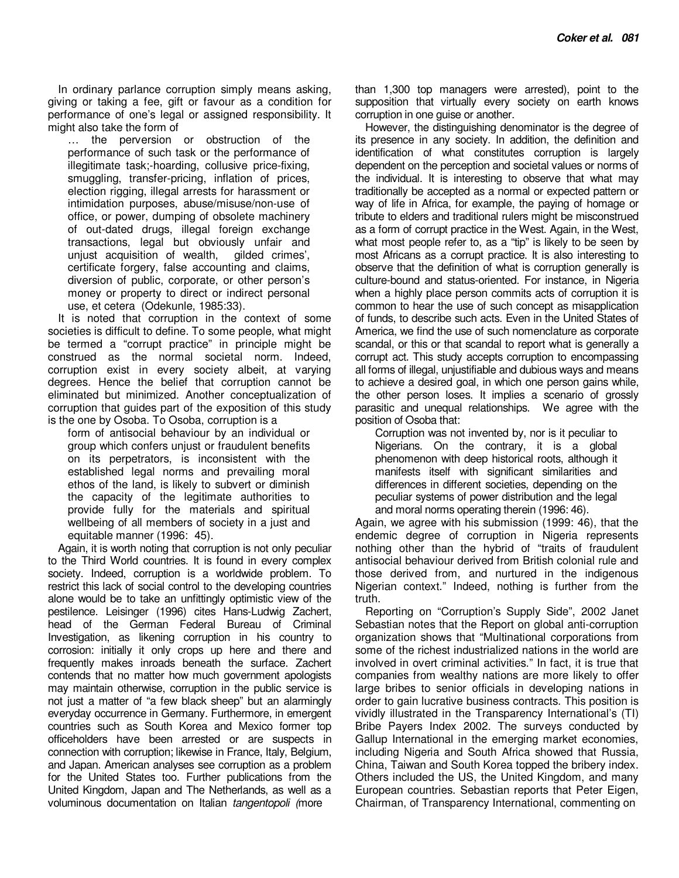In ordinary parlance corruption simply means asking, giving or taking a fee, gift or favour as a condition for performance of one's legal or assigned responsibility. It might also take the form of

> … the perversion or obstruction of the performance of such task or the performance of illegitimate task;-hoarding, collusive price-fixing, smuggling, transfer-pricing, inflation of prices, election rigging, illegal arrests for harassment or intimidation purposes, abuse/misuse/non-use of office, or power, dumping of obsolete machinery of out-dated drugs, illegal foreign exchange transactions, legal but obviously unfair and unjust acquisition of wealth, gilded crimes', certificate forgery, false accounting and claims, diversion of public, corporate, or other person's money or property to direct or indirect personal use, et cetera (Odekunle, 1985:33).

It is noted that corruption in the context of some societies is difficult to define. To some people, what might be termed a "corrupt practice" in principle might be construed as the normal societal norm. Indeed, corruption exist in every society albeit, at varying degrees. Hence the belief that corruption cannot be eliminated but minimized. Another conceptualization of corruption that guides part of the exposition of this study is the one by Osoba. To Osoba, corruption is a

> form of antisocial behaviour by an individual or group which confers unjust or fraudulent benefits on its perpetrators, is inconsistent with the established legal norms and prevailing moral ethos of the land, is likely to subvert or diminish the capacity of the legitimate authorities to provide fully for the materials and spiritual wellbeing of all members of society in a just and equitable manner (1996: 45).

Again, it is worth noting that corruption is not only peculiar to the Third World countries. It is found in every complex society. Indeed, corruption is a worldwide problem. To restrict this lack of social control to the developing countries alone would be to take an unfittingly optimistic view of the pestilence. Leisinger (1996) cites Hans-Ludwig Zachert, head of the German Federal Bureau of Criminal Investigation, as likening corruption in his country to corrosion: initially it only crops up here and there and frequently makes inroads beneath the surface. Zachert contends that no matter how much government apologists may maintain otherwise, corruption in the public service is not just a matter of "a few black sheep" but an alarmingly everyday occurrence in Germany. Furthermore, in emergent countries such as South Korea and Mexico former top officeholders have been arrested or are suspects in connection with corruption; likewise in France, Italy, Belgium, and Japan. American analyses see corruption as a problem for the United States too. Further publications from the United Kingdom, Japan and The Netherlands, as well as a voluminous documentation on Italian *tangentopoli (*more than 1,300 top managers were arrested), point to the supposition that virtually every society on earth knows corruption in one guise or another.

However, the distinguishing denominator is the degree of its presence in any society. In addition, the definition and identification of what constitutes corruption is largely dependent on the perception and societal values or norms of the individual. It is interesting to observe that what may traditionally be accepted as a normal or expected pattern or way of life in Africa, for example, the paying of homage or tribute to elders and traditional rulers might be misconstrued as a form of corrupt practice in the West. Again, in the West, what most people refer to, as a "tip" is likely to be seen by most Africans as a corrupt practice. It is also interesting to observe that the definition of what is corruption generally is culture-bound and status-oriented. For instance, in Nigeria when a highly place person commits acts of corruption it is common to hear the use of such concept as misapplication of funds, to describe such acts. Even in the United States of America, we find the use of such nomenclature as corporate scandal, or this or that scandal to report what is generally a corrupt act. This study accepts corruption to encompassing all forms of illegal, unjustifiable and dubious ways and means to achieve a desired goal, in which one person gains while, the other person loses. It implies a scenario of grossly parasitic and unequal relationships. We agree with the position of Osoba that:

> Corruption was not invented by, nor is it peculiar to Nigerians. On the contrary, it is a global phenomenon with deep historical roots, although it manifests itself with significant similarities and differences in different societies, depending on the peculiar systems of power distribution and the legal and moral norms operating therein (1996: 46).

Again, we agree with his submission (1999: 46), that the endemic degree of corruption in Nigeria represents nothing other than the hybrid of "traits of fraudulent antisocial behaviour derived from British colonial rule and those derived from, and nurtured in the indigenous Nigerian context." Indeed, nothing is further from the truth.

Reporting on "Corruption's Supply Side", 2002 Janet Sebastian notes that the Report on global anti-corruption organization shows that "Multinational corporations from some of the richest industrialized nations in the world are involved in overt criminal activities." In fact, it is true that companies from wealthy nations are more likely to offer large bribes to senior officials in developing nations in order to gain lucrative business contracts. This position is vividly illustrated in the Transparency International's (TI) Bribe Payers Index 2002. The surveys conducted by Gallup International in the emerging market economies, including Nigeria and South Africa showed that Russia, China, Taiwan and South Korea topped the bribery index. Others included the US, the United Kingdom, and many European countries. Sebastian reports that Peter Eigen, Chairman, of Transparency International, commenting on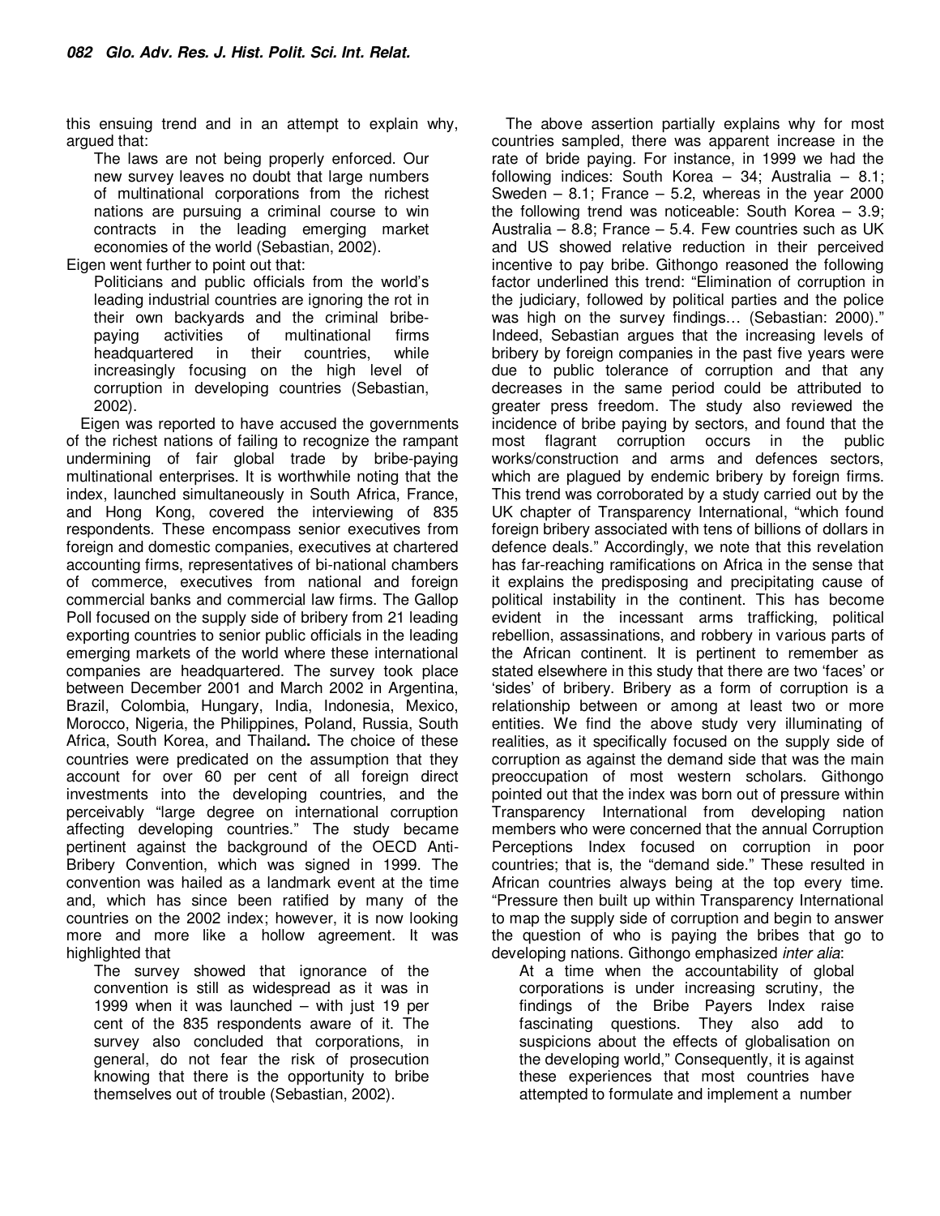this ensuing trend and in an attempt to explain why, argued that:

> The laws are not being properly enforced. Our new survey leaves no doubt that large numbers of multinational corporations from the richest nations are pursuing a criminal course to win contracts in the leading emerging market economies of the world (Sebastian, 2002).

Eigen went further to point out that:

> Politicians and public officials from the world's leading industrial countries are ignoring the rot in their own backyards and the criminal bribe-paying activities of multinational firms headquartered in their countries, while increasingly focusing on the high level of corruption in developing countries (Sebastian, 2002).

Eigen was reported to have accused the governments of the richest nations of failing to recognize the rampant undermining of fair global trade by bribe-paying multinational enterprises. It is worthwhile noting that the index, launched simultaneously in South Africa, France, and Hong Kong, covered the interviewing of 835 respondents. These encompass senior executives from foreign and domestic companies, executives at chartered accounting firms, representatives of bi-national chambers of commerce, executives from national and foreign commercial banks and commercial law firms. The Gallop Poll focused on the supply side of bribery from 21 leading exporting countries to senior public officials in the leading emerging markets of the world where these international companies are headquartered. The survey took place between December 2001 and March 2002 in Argentina, Brazil, Colombia, Hungary, India, Indonesia, Mexico, Morocco, Nigeria, the Philippines, Poland, Russia, South Africa, South Korea, and Thailand**.** The choice of these countries were predicated on the assumption that they account for over 60 per cent of all foreign direct investments into the developing countries, and the perceivably "large degree on international corruption affecting developing countries." The study became pertinent against the background of the OECD Anti-Bribery Convention, which was signed in 1999. The convention was hailed as a landmark event at the time and, which has since been ratified by many of the countries on the 2002 index; however, it is now looking more and more like a hollow agreement. It was highlighted that

> The survey showed that ignorance of the convention is still as widespread as it was in 1999 when it was launched – with just 19 per cent of the 835 respondents aware of it. The survey also concluded that corporations, in general, do not fear the risk of prosecution knowing that there is the opportunity to bribe themselves out of trouble (Sebastian, 2002).

The above assertion partially explains why for most countries sampled, there was apparent increase in the rate of bride paying. For instance, in 1999 we had the following indices: South Korea – 34; Australia – 8.1; Sweden – 8.1; France – 5.2, whereas in the year 2000 the following trend was noticeable: South Korea – 3.9; Australia – 8.8; France – 5.4. Few countries such as UK and US showed relative reduction in their perceived incentive to pay bribe. Githongo reasoned the following factor underlined this trend: "Elimination of corruption in the judiciary, followed by political parties and the police was high on the survey findings… (Sebastian: 2000)." Indeed, Sebastian argues that the increasing levels of bribery by foreign companies in the past five years were due to public tolerance of corruption and that any decreases in the same period could be attributed to greater press freedom. The study also reviewed the incidence of bribe paying by sectors, and found that the most flagrant corruption occurs in the public works/construction and arms and defences sectors, which are plagued by endemic bribery by foreign firms. This trend was corroborated by a study carried out by the UK chapter of Transparency International, "which found foreign bribery associated with tens of billions of dollars in defence deals." Accordingly, we note that this revelation has far-reaching ramifications on Africa in the sense that it explains the predisposing and precipitating cause of political instability in the continent. This has become evident in the incessant arms trafficking, political rebellion, assassinations, and robbery in various parts of the African continent. It is pertinent to remember as stated elsewhere in this study that there are two 'faces' or 'sides' of bribery. Bribery as a form of corruption is a relationship between or among at least two or more entities. We find the above study very illuminating of realities, as it specifically focused on the supply side of corruption as against the demand side that was the main preoccupation of most western scholars. Githongo pointed out that the index was born out of pressure within Transparency International from developing nation members who were concerned that the annual Corruption Perceptions Index focused on corruption in poor countries; that is, the "demand side." These resulted in African countries always being at the top every time. "Pressure then built up within Transparency International to map the supply side of corruption and begin to answer the question of who is paying the bribes that go to developing nations. Githongo emphasized *inter alia*:

> At a time when the accountability of global corporations is under increasing scrutiny, the findings of the Bribe Payers Index raise fascinating questions. They also add to suspicions about the effects of globalisation on the developing world," Consequently, it is against these experiences that most countries have attempted to formulate and implement a number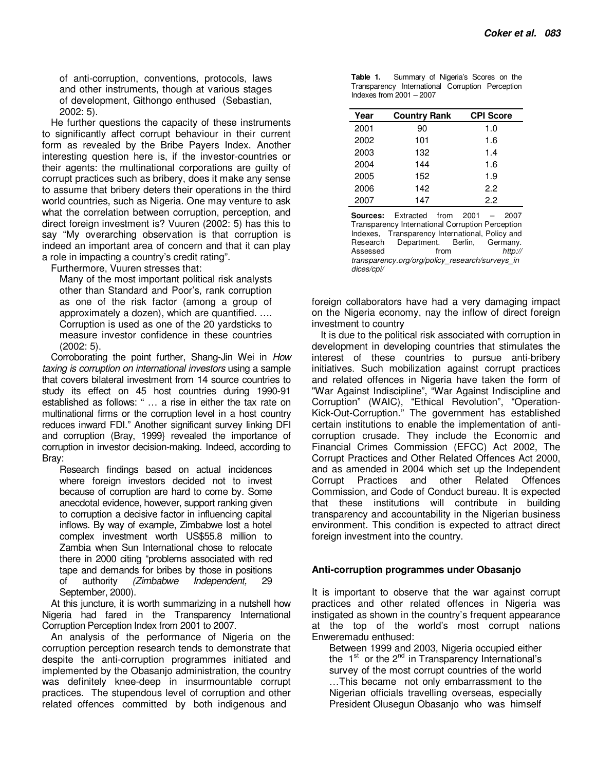of anti-corruption, conventions, protocols, laws and other instruments, though at various stages of development, Githongo enthused (Sebastian, 2002: 5).

He further questions the capacity of these instruments to significantly affect corrupt behaviour in their current form as revealed by the Bribe Payers Index. Another interesting question here is, if the investor-countries or their agents: the multinational corporations are guilty of corrupt practices such as bribery, does it make any sense to assume that bribery deters their operations in the third world countries, such as Nigeria. One may venture to ask what the correlation between corruption, perception, and direct foreign investment is? Vuuren (2002: 5) has this to say "My overarching observation is that corruption is indeed an important area of concern and that it can play a role in impacting a country's credit rating".

Furthermore, Vuuren stresses that:

> Many of the most important political risk analysts other than Standard and Poor's, rank corruption as one of the risk factor (among a group of approximately a dozen), which are quantified. …. Corruption is used as one of the 20 yardsticks to measure investor confidence in these countries (2002: 5).

Corroborating the point further, Shang-Jin Wei in *How taxing is corruption on international investors* using a sample that covers bilateral investment from 14 source countries to study its effect on 45 host countries during 1990-91 established as follows: " … a rise in either the tax rate on multinational firms or the corruption level in a host country reduces inward FDI." Another significant survey linking DFI and corruption (Bray, 1999} revealed the importance of corruption in investor decision-making. Indeed, according to Bray:

> Research findings based on actual incidences where foreign investors decided not to invest because of corruption are hard to come by. Some anecdotal evidence, however, support ranking given to corruption a decisive factor in influencing capital inflows. By way of example, Zimbabwe lost a hotel complex investment worth US$55.8 million to Zambia when Sun International chose to relocate there in 2000 citing "problems associated with red tape and demands for bribes by those in positions of authority *(Zimbabwe Independent,* 29 September, 2000).

At this juncture, it is worth summarizing in a nutshell how Nigeria had fared in the Transparency International Corruption Perception Index from 2001 to 2007.

An analysis of the performance of Nigeria on the corruption perception research tends to demonstrate that despite the anti-corruption programmes initiated and implemented by the Obasanjo administration, the country was definitely knee-deep in insurmountable corrupt practices. The stupendous level of corruption and other related offences committed by both indigenous and foreign collaborators have had a very damaging impact on the Nigeria economy, nay the inflow of direct foreign investment to country

**Table 1.** Summary of Nigeria's Scores on the Transparency International Corruption Perception Indexes from 2001 – 2007

| Year | Country Rank | CPI Score |
|---|---|---|
| 2001 | 90 | 1.0 |
| 2002 | 101 | 1.6 |
| 2003 | 132 | 1.4 |
| 2004 | 144 | 1.6 |
| 2005 | 152 | 1.9 |
| 2006 | 142 | 2.2 |
| 2007 | 147 | 2.2 |

**Sources:** Extracted from 2001 – 2007 Transparency International Corruption Perception Indexes, Transparency International, Policy and Research Department. Berlin, Germany. Assessed from *http:// transparency.org/org/policy_research/surveys_indices/cpi/*

It is due to the political risk associated with corruption in development in developing countries that stimulates the interest of these countries to pursue anti-bribery initiatives. Such mobilization against corrupt practices and related offences in Nigeria have taken the form of "War Against Indiscipline", "War Against Indiscipline and Corruption" (WAIC), "Ethical Revolution", "Operation-Kick-Out-Corruption." The government has established certain institutions to enable the implementation of anti-corruption crusade. They include the Economic and Financial Crimes Commission (EFCC) Act 2002, The Corrupt Practices and Other Related Offences Act 2000, and as amended in 2004 which set up the Independent Corrupt Practices and other Related Offences Commission, and Code of Conduct bureau. It is expected that these institutions will contribute in building transparency and accountability in the Nigerian business environment. This condition is expected to attract direct foreign investment into the country.

### Anti-corruption programmes under Obasanjo

It is important to observe that the war against corrupt practices and other related offences in Nigeria was instigated as shown in the country's frequent appearance at the top of the world's most corrupt nations Enweremadu enthused:

> Between 1999 and 2003, Nigeria occupied either the 1st or the 2nd in Transparency International's survey of the most corrupt countries of the world …This became not only embarrassment to the Nigerian officials travelling overseas, especially President Olusegun Obasanjo who was himself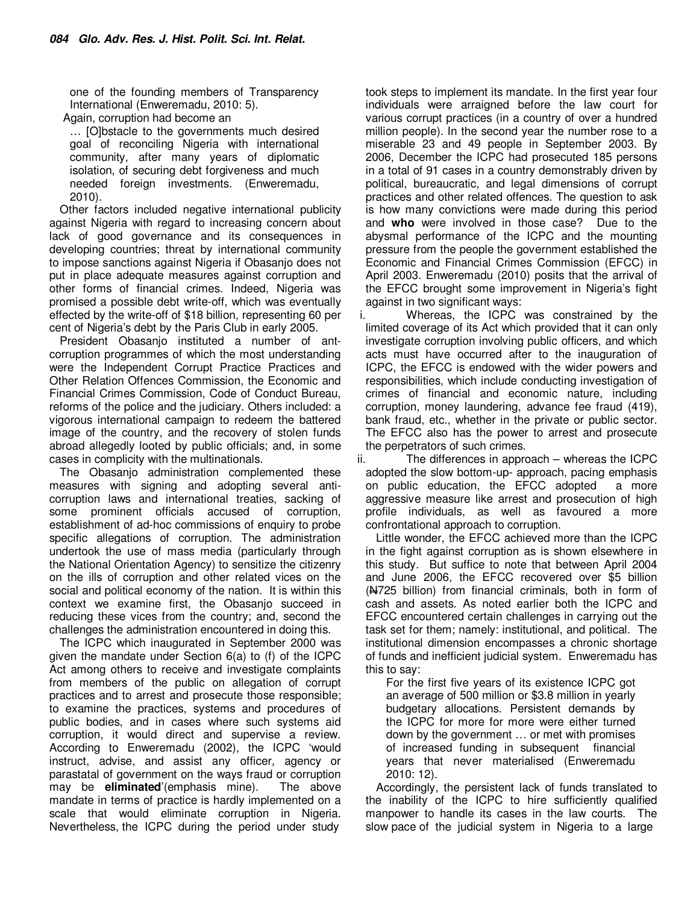one of the founding members of Transparency International (Enweremadu, 2010: 5).

Again, corruption had become an

> … [O]bstacle to the governments much desired goal of reconciling Nigeria with international community, after many years of diplomatic isolation, of securing debt forgiveness and much needed foreign investments. (Enweremadu, 2010).

Other factors included negative international publicity against Nigeria with regard to increasing concern about lack of good governance and its consequences in developing countries; threat by international community to impose sanctions against Nigeria if Obasanjo does not put in place adequate measures against corruption and other forms of financial crimes. Indeed, Nigeria was promised a possible debt write-off, which was eventually effected by the write-off of $18 billion, representing 60 per cent of Nigeria's debt by the Paris Club in early 2005.

President Obasanjo instituted a number of ant-corruption programmes of which the most understanding were the Independent Corrupt Practice Practices and Other Relation Offences Commission, the Economic and Financial Crimes Commission, Code of Conduct Bureau, reforms of the police and the judiciary. Others included: a vigorous international campaign to redeem the battered image of the country, and the recovery of stolen funds abroad allegedly looted by public officials; and, in some cases in complicity with the multinationals.

The Obasanjo administration complemented these measures with signing and adopting several anti-corruption laws and international treaties, sacking of some prominent officials accused of corruption, establishment of ad-hoc commissions of enquiry to probe specific allegations of corruption. The administration undertook the use of mass media (particularly through the National Orientation Agency) to sensitize the citizenry on the ills of corruption and other related vices on the social and political economy of the nation. It is within this context we examine first, the Obasanjo succeed in reducing these vices from the country; and, second the challenges the administration encountered in doing this.

The ICPC which inaugurated in September 2000 was given the mandate under Section 6(a) to (f) of the ICPC Act among others to receive and investigate complaints from members of the public on allegation of corrupt practices and to arrest and prosecute those responsible; to examine the practices, systems and procedures of public bodies, and in cases where such systems aid corruption, it would direct and supervise a review. According to Enweremadu (2002), the ICPC 'would instruct, advise, and assist any officer, agency or parastatal of government on the ways fraud or corruption may be **eliminated**'(emphasis mine). The above mandate in terms of practice is hardly implemented on a scale that would eliminate corruption in Nigeria. Nevertheless, the ICPC during the period under study took steps to implement its mandate. In the first year four individuals were arraigned before the law court for various corrupt practices (in a country of over a hundred million people). In the second year the number rose to a miserable 23 and 49 people in September 2003. By 2006, December the ICPC had prosecuted 185 persons in a total of 91 cases in a country demonstrably driven by political, bureaucratic, and legal dimensions of corrupt practices and other related offences. The question to ask is how many convictions were made during this period and **who** were involved in those case? Due to the abysmal performance of the ICPC and the mounting pressure from the people the government established the Economic and Financial Crimes Commission (EFCC) in April 2003. Enweremadu (2010) posits that the arrival of the EFCC brought some improvement in Nigeria's fight against in two significant ways:

i. Whereas, the ICPC was constrained by the limited coverage of its Act which provided that it can only investigate corruption involving public officers, and which acts must have occurred after to the inauguration of ICPC, the EFCC is endowed with the wider powers and responsibilities, which include conducting investigation of crimes of financial and economic nature, including corruption, money laundering, advance fee fraud (419), bank fraud, etc., whether in the private or public sector. The EFCC also has the power to arrest and prosecute the perpetrators of such crimes.

ii. The differences in approach – whereas the ICPC adopted the slow bottom-up- approach, pacing emphasis on public education, the EFCC adopted a more aggressive measure like arrest and prosecution of high profile individuals, as well as favoured a more confrontational approach to corruption.

Little wonder, the EFCC achieved more than the ICPC in the fight against corruption as is shown elsewhere in this study. But suffice to note that between April 2004 and June 2006, the EFCC recovered over $5 billion (₦725 billion) from financial criminals, both in form of cash and assets. As noted earlier both the ICPC and EFCC encountered certain challenges in carrying out the task set for them; namely: institutional, and political. The institutional dimension encompasses a chronic shortage of funds and inefficient judicial system. Enweremadu has this to say:

> For the first five years of its existence ICPC got an average of 500 million or $3.8 million in yearly budgetary allocations. Persistent demands by the ICPC for more for more were either turned down by the government … or met with promises of increased funding in subsequent financial years that never materialised (Enweremadu 2010: 12).

Accordingly, the persistent lack of funds translated to the inability of the ICPC to hire sufficiently qualified manpower to handle its cases in the law courts. The slow pace of the judicial system in Nigeria to a large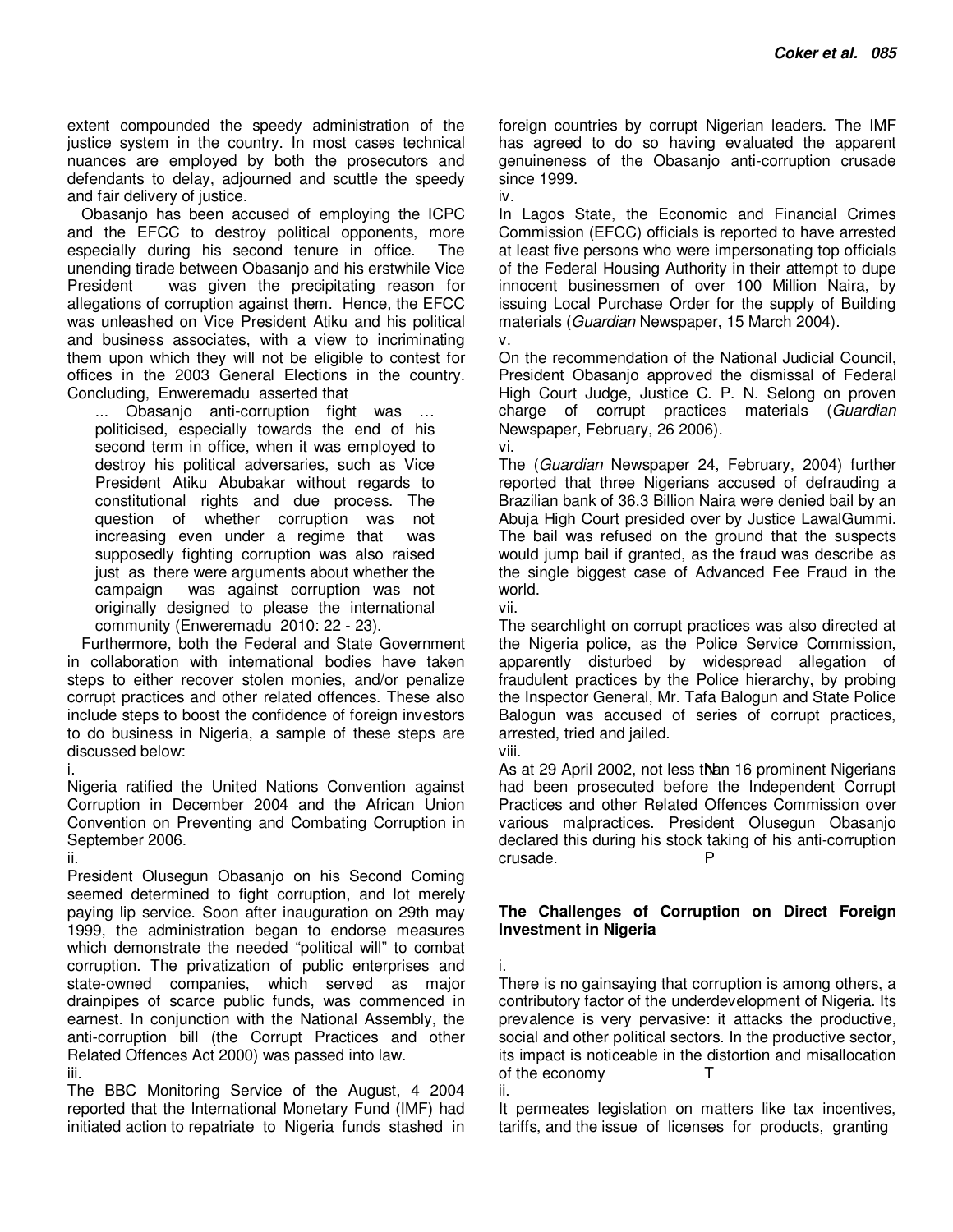extent compounded the speedy administration of the justice system in the country. In most cases technical nuances are employed by both the prosecutors and defendants to delay, adjourned and scuttle the speedy and fair delivery of justice.

Obasanjo has been accused of employing the ICPC and the EFCC to destroy political opponents, more especially during his second tenure in office. The unending tirade between Obasanjo and his erstwhile Vice President was given the precipitating reason for allegations of corruption against them. Hence, the EFCC was unleashed on Vice President Atiku and his political and business associates, with a view to incriminating them upon which they will not be eligible to contest for offices in the 2003 General Elections in the country. Concluding, Enweremadu asserted that

> ... Obasanjo anti-corruption fight was … politicised, especially towards the end of his second term in office, when it was employed to destroy his political adversaries, such as Vice President Atiku Abubakar without regards to constitutional rights and due process. The question of whether corruption was not increasing even under a regime that was supposedly fighting corruption was also raised just as there were arguments about whether the campaign was against corruption was not originally designed to please the international community (Enweremadu 2010: 22 - 23).

Furthermore, both the Federal and State Government in collaboration with international bodies have taken steps to either recover stolen monies, and/or penalize corrupt practices and other related offences. These also include steps to boost the confidence of foreign investors to do business in Nigeria, a sample of these steps are discussed below:

i.

Nigeria ratified the United Nations Convention against Corruption in December 2004 and the African Union Convention on Preventing and Combating Corruption in September 2006.

ii.

President Olusegun Obasanjo on his Second Coming seemed determined to fight corruption, and lot merely paying lip service. Soon after inauguration on 29th may 1999, the administration began to endorse measures which demonstrate the needed "political will" to combat corruption. The privatization of public enterprises and state-owned companies, which served as major drainpipes of scarce public funds, was commenced in earnest. In conjunction with the National Assembly, the anti-corruption bill (the Corrupt Practices and other Related Offences Act 2000) was passed into law.

iii.

The BBC Monitoring Service of the August, 4 2004 reported that the International Monetary Fund (IMF) had initiated action to repatriate to Nigeria funds stashed in foreign countries by corrupt Nigerian leaders. The IMF has agreed to do so having evaluated the apparent genuineness of the Obasanjo anti-corruption crusade since 1999.

iv.

In Lagos State, the Economic and Financial Crimes Commission (EFCC) officials is reported to have arrested at least five persons who were impersonating top officials of the Federal Housing Authority in their attempt to dupe innocent businessmen of over 100 Million Naira, by issuing Local Purchase Order for the supply of Building materials (*Guardian* Newspaper, 15 March 2004).

v.

On the recommendation of the National Judicial Council, President Obasanjo approved the dismissal of Federal High Court Judge, Justice C. P. N. Selong on proven charge of corrupt practices materials (*Guardian* Newspaper, February, 26 2006).

vi.

The (*Guardian* Newspaper 24, February, 2004) further reported that three Nigerians accused of defrauding a Brazilian bank of 36.3 Billion Naira were denied bail by an Abuja High Court presided over by Justice LawalGummi. The bail was refused on the ground that the suspects would jump bail if granted, as the fraud was describe as the single biggest case of Advanced Fee Fraud in the world.

vii.

The searchlight on corrupt practices was also directed at the Nigeria police, as the Police Service Commission, apparently disturbed by widespread allegation of fraudulent practices by the Police hierarchy, by probing the Inspector General, Mr. Tafa Balogun and State Police Balogun was accused of series of corrupt practices, arrested, tried and jailed.

viii.

As at 29 April 2002, not less than 16 prominent Nigerians had been prosecuted before the Independent Corrupt Practices and other Related Offences Commission over various malpractices. President Olusegun Obasanjo declared this during his stock taking of his anti-corruption crusade.

## The Challenges of Corruption on Direct Foreign Investment in Nigeria

i.

There is no gainsaying that corruption is among others, a contributory factor of the underdevelopment of Nigeria. Its prevalence is very pervasive: it attacks the productive, social and other political sectors. In the productive sector, its impact is noticeable in the distortion and misallocation of the economy

ii.

It permeates legislation on matters like tax incentives, tariffs, and the issue of licenses for products, granting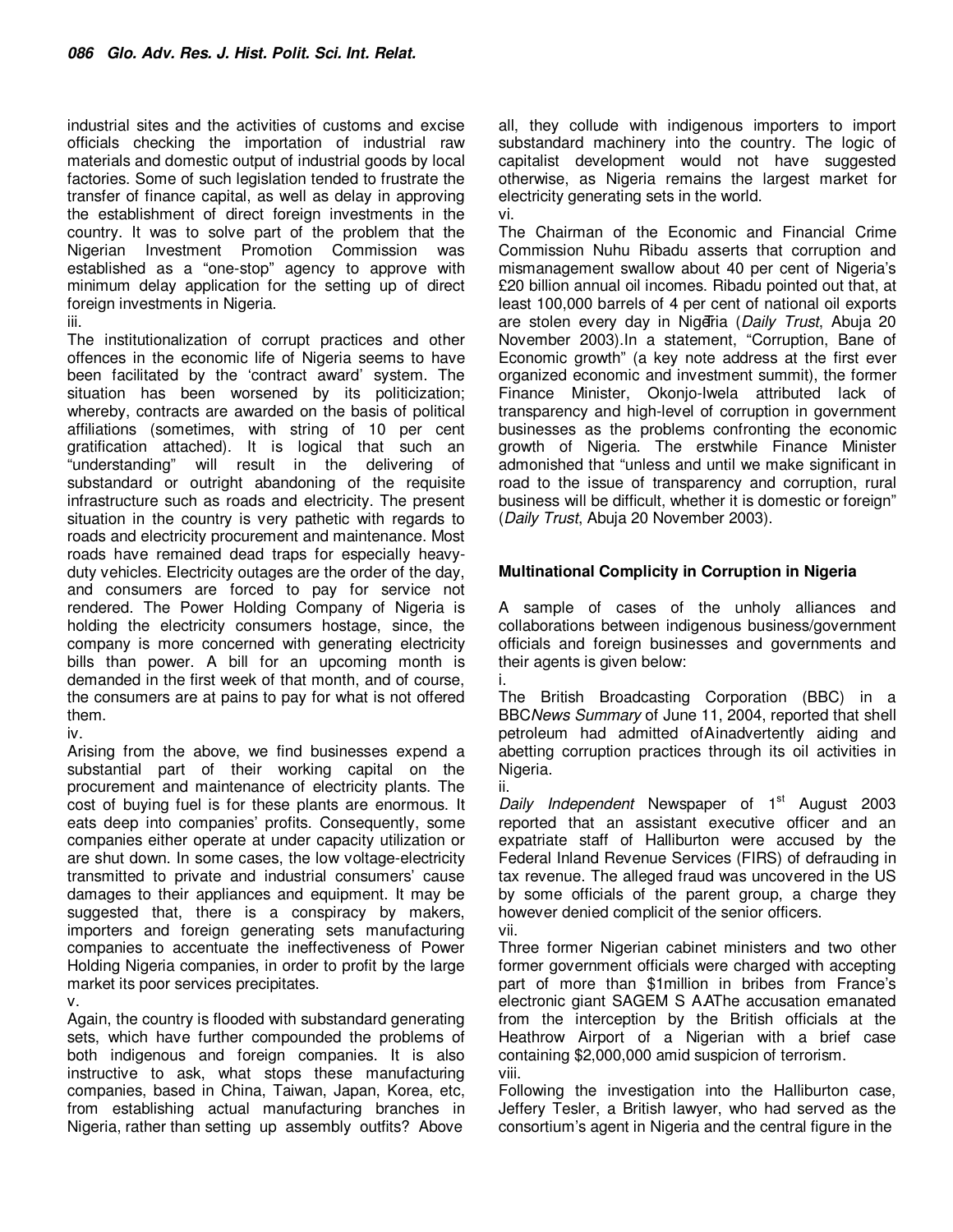industrial sites and the activities of customs and excise officials checking the importation of industrial raw materials and domestic output of industrial goods by local factories. Some of such legislation tended to frustrate the transfer of finance capital, as well as delay in approving the establishment of direct foreign investments in the country. It was to solve part of the problem that the Nigerian Investment Promotion Commission was established as a "one-stop" agency to approve with minimum delay application for the setting up of direct foreign investments in Nigeria.

iii.

The institutionalization of corrupt practices and other offences in the economic life of Nigeria seems to have been facilitated by the 'contract award' system. The situation has been worsened by its politicization; whereby, contracts are awarded on the basis of political affiliations (sometimes, with string of 10 per cent gratification attached). It is logical that such an "understanding" will result in the delivering of substandard or outright abandoning of the requisite infrastructure such as roads and electricity. The present situation in the country is very pathetic with regards to roads and electricity procurement and maintenance. Most roads have remained dead traps for especially heavy-duty vehicles. Electricity outages are the order of the day, and consumers are forced to pay for service not rendered. The Power Holding Company of Nigeria is holding the electricity consumers hostage, since, the company is more concerned with generating electricity bills than power. A bill for an upcoming month is demanded in the first week of that month, and of course, the consumers are at pains to pay for what is not offered them.

iv.

Arising from the above, we find businesses expend a substantial part of their working capital on the procurement and maintenance of electricity plants. The cost of buying fuel is for these plants are enormous. It eats deep into companies' profits. Consequently, some companies either operate at under capacity utilization or are shut down. In some cases, the low voltage-electricity transmitted to private and industrial consumers' cause damages to their appliances and equipment. It may be suggested that, there is a conspiracy by makers, importers and foreign generating sets manufacturing companies to accentuate the ineffectiveness of Power Holding Nigeria companies, in order to profit by the large market its poor services precipitates.

v.

Again, the country is flooded with substandard generating sets, which have further compounded the problems of both indigenous and foreign companies. It is also instructive to ask, what stops these manufacturing companies, based in China, Taiwan, Japan, Korea, etc, from establishing actual manufacturing branches in Nigeria, rather than setting up assembly outfits? Above all, they collude with indigenous importers to import substandard machinery into the country. The logic of capitalist development would not have suggested otherwise, as Nigeria remains the largest market for electricity generating sets in the world.

vi.

The Chairman of the Economic and Financial Crime Commission Nuhu Ribadu asserts that corruption and mismanagement swallow about 40 per cent of Nigeria's £20 billion annual oil incomes. Ribadu pointed out that, at least 100,000 barrels of 4 per cent of national oil exports are stolen every day in Nigeria (*Daily Trust*, Abuja 20 November 2003).In a statement, "Corruption, Bane of Economic growth" (a key note address at the first ever organized economic and investment summit), the former Finance Minister, Okonjo-Iwela attributed lack of transparency and high-level of corruption in government businesses as the problems confronting the economic growth of Nigeria. The erstwhile Finance Minister admonished that "unless and until we make significant in road to the issue of transparency and corruption, rural business will be difficult, whether it is domestic or foreign" (*Daily Trust*, Abuja 20 November 2003).

## Multinational Complicity in Corruption in Nigeria

A sample of cases of the unholy alliances and collaborations between indigenous business/government officials and foreign businesses and governments and their agents is given below:

i.

The British Broadcasting Corporation (BBC) in a BBC *News Summary* of June 11, 2004, reported that shell petroleum had admitted of inadvertently aiding and abetting corruption practices through its oil activities in Nigeria.

ii.

*Daily Independent* Newspaper of 1st August 2003 reported that an assistant executive officer and an expatriate staff of Halliburton were accused by the Federal Inland Revenue Services (FIRS) of defrauding in tax revenue. The alleged fraud was uncovered in the US by some officials of the parent group, a charge they however denied complicit of the senior officers.

vii.

Three former Nigerian cabinet ministers and two other former government officials were charged with accepting part of more than $1million in bribes from France's electronic giant SAGEM S A. The accusation emanated from the interception by the British officials at the Heathrow Airport of a Nigerian with a brief case containing $2,000,000 amid suspicion of terrorism.

viii.

Following the investigation into the Halliburton case, Jeffery Tesler, a British lawyer, who had served as the consortium's agent in Nigeria and the central figure in the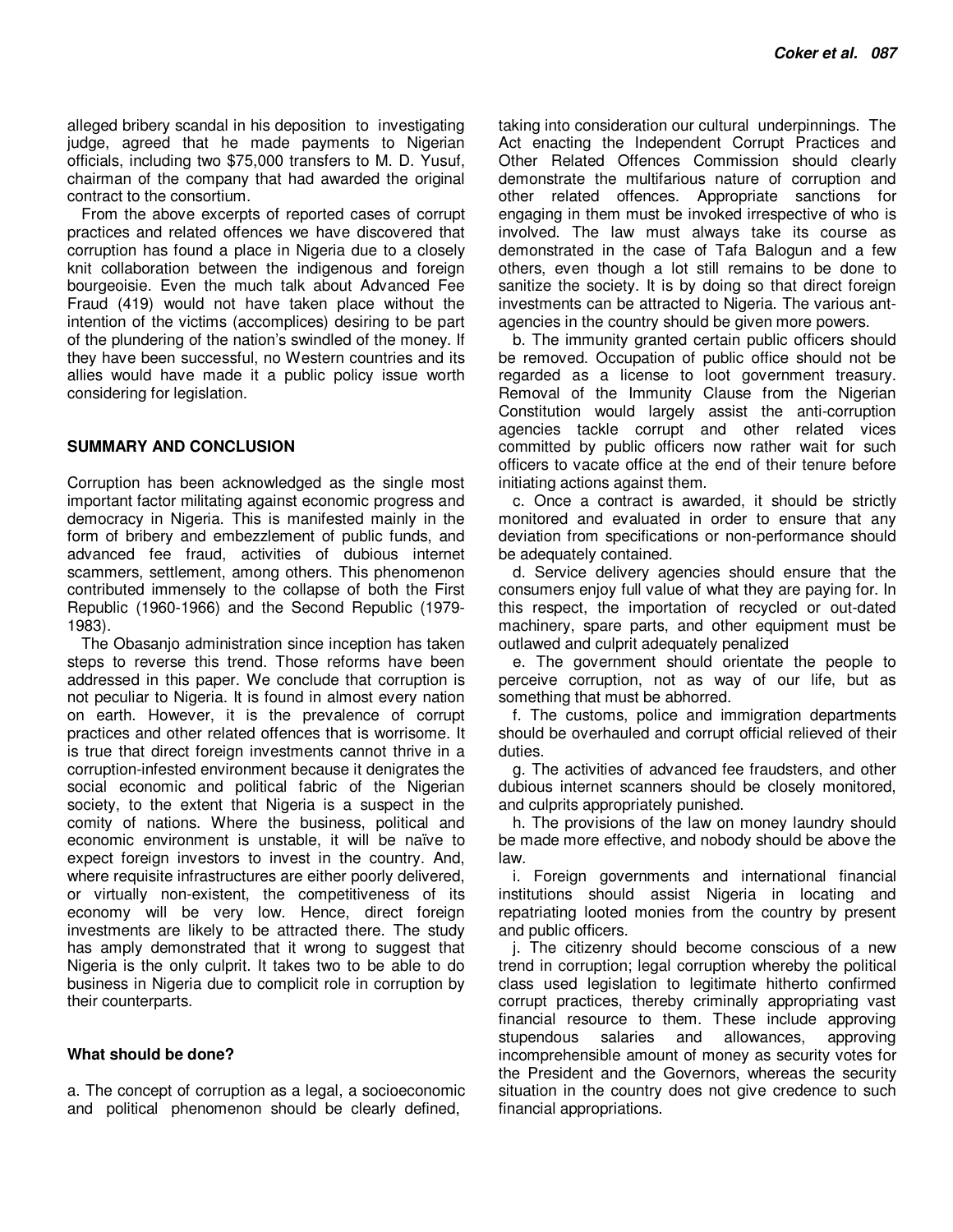alleged bribery scandal in his deposition to investigating judge, agreed that he made payments to Nigerian officials, including two $75,000 transfers to M. D. Yusuf, chairman of the company that had awarded the original contract to the consortium.

From the above excerpts of reported cases of corrupt practices and related offences we have discovered that corruption has found a place in Nigeria due to a closely knit collaboration between the indigenous and foreign bourgeoisie. Even the much talk about Advanced Fee Fraud (419) would not have taken place without the intention of the victims (accomplices) desiring to be part of the plundering of the nation's swindled of the money. If they have been successful, no Western countries and its allies would have made it a public policy issue worth considering for legislation.

## SUMMARY AND CONCLUSION

Corruption has been acknowledged as the single most important factor militating against economic progress and democracy in Nigeria. This is manifested mainly in the form of bribery and embezzlement of public funds, and advanced fee fraud, activities of dubious internet scammers, settlement, among others. This phenomenon contributed immensely to the collapse of both the First Republic (1960-1966) and the Second Republic (1979-1983).

The Obasanjo administration since inception has taken steps to reverse this trend. Those reforms have been addressed in this paper. We conclude that corruption is not peculiar to Nigeria. It is found in almost every nation on earth. However, it is the prevalence of corrupt practices and other related offences that is worrisome. It is true that direct foreign investments cannot thrive in a corruption-infested environment because it denigrates the social economic and political fabric of the Nigerian society, to the extent that Nigeria is a suspect in the comity of nations. Where the business, political and economic environment is unstable, it will be naïve to expect foreign investors to invest in the country. And, where requisite infrastructures are either poorly delivered, or virtually non-existent, the competitiveness of its economy will be very low. Hence, direct foreign investments are likely to be attracted there. The study has amply demonstrated that it wrong to suggest that Nigeria is the only culprit. It takes two to be able to do business in Nigeria due to complicit role in corruption by their counterparts.

### What should be done?

a. The concept of corruption as a legal, a socioeconomic and political phenomenon should be clearly defined, taking into consideration our cultural underpinnings. The Act enacting the Independent Corrupt Practices and Other Related Offences Commission should clearly demonstrate the multifarious nature of corruption and other related offences. Appropriate sanctions for engaging in them must be invoked irrespective of who is involved. The law must always take its course as demonstrated in the case of Tafa Balogun and a few others, even though a lot still remains to be done to sanitize the society. It is by doing so that direct foreign investments can be attracted to Nigeria. The various ant-agencies in the country should be given more powers.

b. The immunity granted certain public officers should be removed. Occupation of public office should not be regarded as a license to loot government treasury. Removal of the Immunity Clause from the Nigerian Constitution would largely assist the anti-corruption agencies tackle corrupt and other related vices committed by public officers now rather wait for such officers to vacate office at the end of their tenure before initiating actions against them.

c. Once a contract is awarded, it should be strictly monitored and evaluated in order to ensure that any deviation from specifications or non-performance should be adequately contained.

d. Service delivery agencies should ensure that the consumers enjoy full value of what they are paying for. In this respect, the importation of recycled or out-dated machinery, spare parts, and other equipment must be outlawed and culprit adequately penalized

e. The government should orientate the people to perceive corruption, not as way of our life, but as something that must be abhorred.

f. The customs, police and immigration departments should be overhauled and corrupt official relieved of their duties.

g. The activities of advanced fee fraudsters, and other dubious internet scanners should be closely monitored, and culprits appropriately punished.

h. The provisions of the law on money laundry should be made more effective, and nobody should be above the law.

i. Foreign governments and international financial institutions should assist Nigeria in locating and repatriating looted monies from the country by present and public officers.

j. The citizenry should become conscious of a new trend in corruption; legal corruption whereby the political class used legislation to legitimate hitherto confirmed corrupt practices, thereby criminally appropriating vast financial resource to them. These include approving stupendous salaries and allowances, approving incomprehensible amount of money as security votes for the President and the Governors, whereas the security situation in the country does not give credence to such financial appropriations.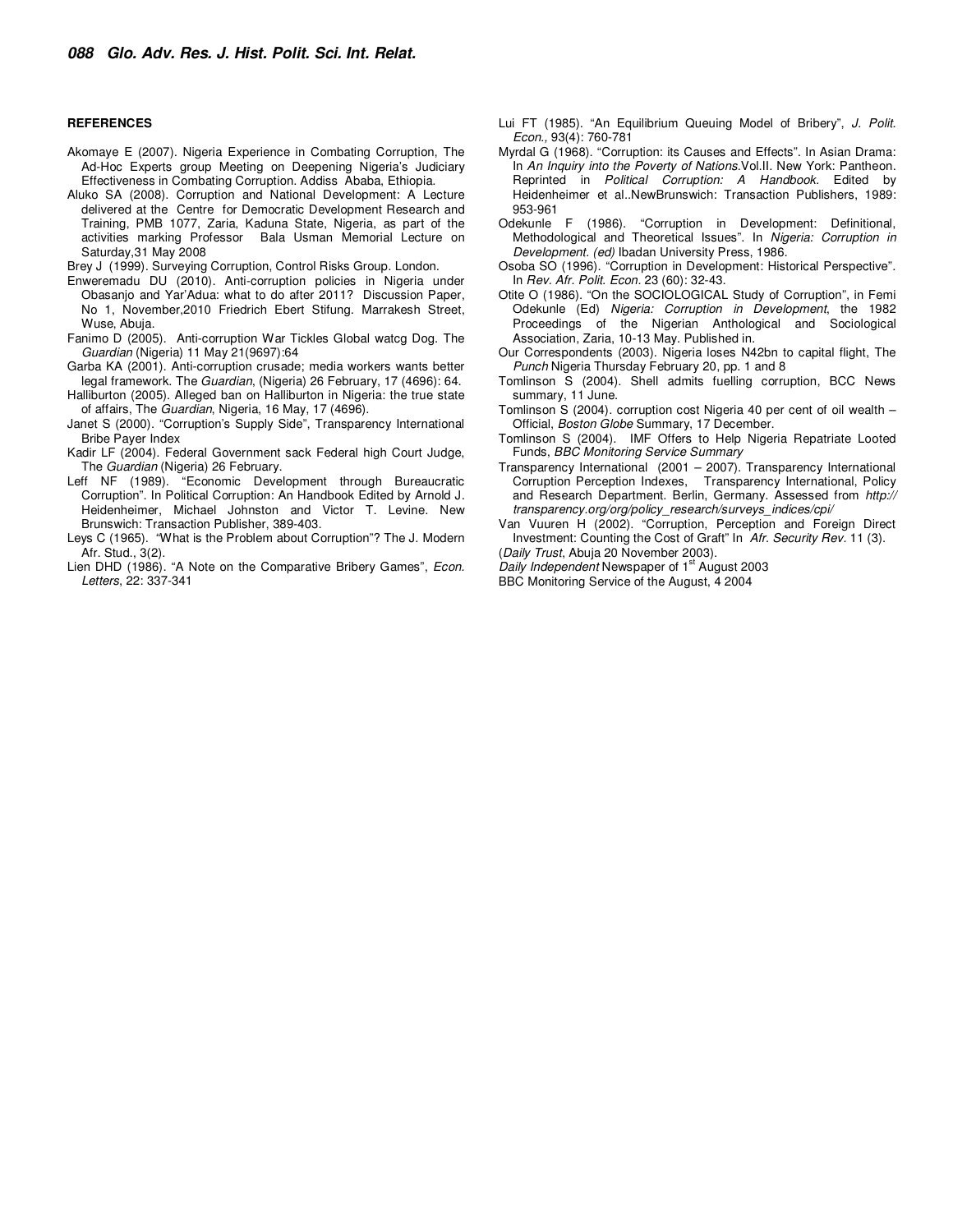**REFERENCES**

Akomaye E (2007). Nigeria Experience in Combating Corruption, The Ad-Hoc Experts group Meeting on Deepening Nigeria's Judiciary Effectiveness in Combating Corruption. Addiss Ababa, Ethiopia.

Aluko SA (2008). Corruption and National Development: A Lecture delivered at the Centre for Democratic Development Research and Training, PMB 1077, Zaria, Kaduna State, Nigeria, as part of the activities marking Professor Bala Usman Memorial Lecture on Saturday,31 May 2008

Brey J (1999). Surveying Corruption, Control Risks Group. London.

Enweremadu DU (2010). Anti-corruption policies in Nigeria under Obasanjo and Yar'Adua: what to do after 2011? Discussion Paper, No 1, November,2010 Friedrich Ebert Stifung. Marrakesh Street, Wuse, Abuja.

Fanimo D (2005). Anti-corruption War Tickles Global watcg Dog. The *Guardian* (Nigeria) 11 May 21(9697):64

Garba KA (2001). Anti-corruption crusade; media workers wants better legal framework. The *Guardian*, (Nigeria) 26 February, 17 (4696): 64.

Halliburton (2005). Alleged ban on Halliburton in Nigeria: the true state of affairs, The *Guardian*, Nigeria, 16 May, 17 (4696).

Janet S (2000). "Corruption's Supply Side", Transparency International Bribe Payer Index

Kadir LF (2004). Federal Government sack Federal high Court Judge, The *Guardian* (Nigeria) 26 February.

Leff NF (1989). "Economic Development through Bureaucratic Corruption". In Political Corruption: An Handbook Edited by Arnold J. Heidenheimer, Michael Johnston and Victor T. Levine. New Brunswich: Transaction Publisher, 389-403.

Leys C (1965). "What is the Problem about Corruption"? The J. Modern Afr. Stud., 3(2).

Lien DHD (1986). "A Note on the Comparative Bribery Games", *Econ. Letters*, 22: 337-341

Lui FT (1985). "An Equilibrium Queuing Model of Bribery", *J. Polit. Econ.,* 93(4): 760-781

Myrdal G (1968). "Corruption: its Causes and Effects". In Asian Drama: In *An Inquiry into the Poverty of Nations*.Vol.II. New York: Pantheon. Reprinted in *Political Corruption: A Handbook*. Edited by Heidenheimer et al..NewBrunswich: Transaction Publishers, 1989: 953-961

Odekunle F (1986). "Corruption in Development: Definitional, Methodological and Theoretical Issues". In *Nigeria: Corruption in Development. (ed)* Ibadan University Press, 1986.

Osoba SO (1996). "Corruption in Development: Historical Perspective". In *Rev. Afr. Polit. Econ.* 23 (60): 32-43.

Otite O (1986). "On the SOCIOLOGICAL Study of Corruption", in Femi Odekunle (Ed) *Nigeria: Corruption in Development*, the 1982 Proceedings of the Nigerian Anthological and Sociological Association, Zaria, 10-13 May. Published in.

Our Correspondents (2003). Nigeria loses N42bn to capital flight, The *Punch* Nigeria Thursday February 20, pp. 1 and 8

Tomlinson S (2004). Shell admits fuelling corruption, BCC News summary, 11 June.

Tomlinson S (2004). corruption cost Nigeria 40 per cent of oil wealth – Official, *Boston Globe* Summary, 17 December.

Tomlinson S (2004). IMF Offers to Help Nigeria Repatriate Looted Funds, *BBC Monitoring Service Summary*

Transparency International (2001 – 2007). Transparency International Corruption Perception Indexes, Transparency International, Policy and Research Department. Berlin, Germany. Assessed from *http:// transparency.org/org/policy_research/surveys_indices/cpi/*

Van Vuuren H (2002). "Corruption, Perception and Foreign Direct Investment: Counting the Cost of Graft" In *Afr. Security Rev*. 11 (3).

(*Daily Trust*, Abuja 20 November 2003).

*Daily Independent* Newspaper of 1st August 2003

BBC Monitoring Service of the August, 4 2004